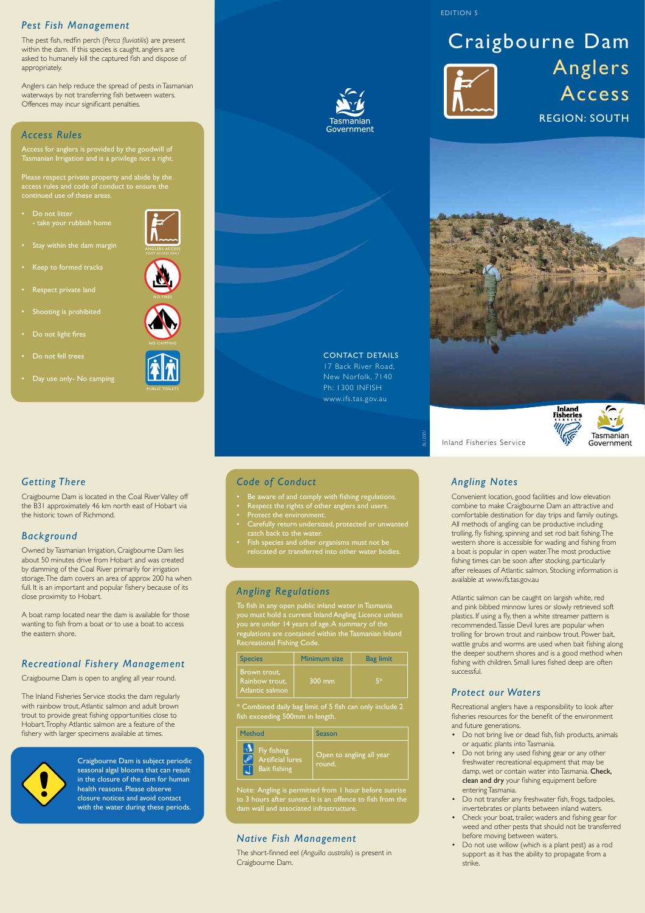EDITION 5

# Craigbourne Dam Anglers Access

REGION: SOUTH

Inland Fisheries Service

## Pest Fish Management

The pest fish, redfin perch (*Perca fluviatilis*) are present within the dam. If this species is caught, anglers are asked to humanely kill the captured fish and dispose of appropriately.

Anglers can help reduce the spread of pests in Tasmanian waterways by not transferring fish between waters. Offences may incur significant penalties.

## Access Rules

Access for anglers is provided by the goodwill of Tasmanian Irrigation and is a privilege not a right.

Please respect private property and abide by the access rules and code of conduct to ensure the continued use of these areas.

- Do not litter - take your rubbish home
- Stay within the dam margin
- Keep to formed tracks
- Respect private land
- Shooting is prohibited
- Do not light fires
- Do not fell trees
- Day use only- No camping

ANGLERS ACCESS FOOT ACCESS ONLY

NO FIRES

NO CAMPING

PUBLIC TOILETS

CONTACT DETAILS
17 Back River Road,
New Norfolk, 7140
Ph: 1300 INFISH
www.ifs.tas.gov.au

## Getting There

Craigbourne Dam is located in the Coal River Valley off the B31 approximately 46 km north east of Hobart via the historic town of Richmond.

## Background

Owned by Tasmanian Irrigation, Craigbourne Dam lies about 50 minutes drive from Hobart and was created by damming of the Coal River primarily for irrigation storage. The dam covers an area of approx 200 ha when full. It is an important and popular fishery because of its close proximity to Hobart.

A boat ramp located near the dam is available for those wanting to fish from a boat or to use a boat to access the eastern shore.

## Recreational Fishery Management

Craigbourne Dam is open to angling all year round.

The Inland Fisheries Service stocks the dam regularly with rainbow trout, Atlantic salmon and adult brown trout to provide great fishing opportunities close to Hobart. Trophy Atlantic salmon are a feature of the fishery with larger specimens available at times.

Craigbourne Dam is subject periodic seasonal algal blooms that can result in the closure of the dam for human health reasons. Please observe closure notices and avoid contact with the water during these periods.

## Code of Conduct

- Be aware of and comply with fishing regulations.
- Respect the rights of other anglers and users.
- Protect the environment.
- Carefully return undersized, protected or unwanted catch back to the water.
- Fish species and other organisms must not be relocated or transferred into other water bodies.

## Angling Regulations

To fish in any open public inland water in Tasmania you must hold a current Inland Angling Licence unless you are under 14 years of age. A summary of the regulations are contained within the Tasmanian Inland Recreational Fishing Code.

| Species | Minimum size | Bag limit |
|---|---|---|
| Brown trout, Rainbow trout, Atlantic salmon | 300 mm | 5* |

\* Combined daily bag limit of 5 fish can only include 2 fish exceeding 500mm in length.

| Method | Season |
|---|---|
| Fly fishing<br>Artificial lures<br>Bait fishing | Open to angling all year round. |

Note: Angling is permitted from 1 hour before sunrise to 3 hours after sunset. It is an offence to fish from the dam wall and associated infrastructure.

## Native Fish Management

The short-finned eel (*Anguilla australis*) is present in Craigbourne Dam.

## Angling Notes

Convenient location, good facilities and low elevation combine to make Craigbourne Dam an attractive and comfortable destination for day trips and family outings. All methods of angling can be productive including trolling, fly fishing, spinning and set rod bait fishing. The western shore is accessible for wading and fishing from a boat is popular in open water. The most productive fishing times can be soon after stocking, particularly after releases of Atlantic salmon. Stocking information is available at www.ifs.tas.gov.au

Atlantic salmon can be caught on largish white, red and pink bibbed minnow lures or slowly retrieved soft plastics. If using a fly, then a white streamer pattern is recommended. Tassie Devil lures are popular when trolling for brown trout and rainbow trout. Power bait, wattle grubs and worms are used when bait fishing along the deeper southern shores and is a good method when fishing with children. Small lures fished deep are often successful.

## Protect our Waters

Recreational anglers have a responsibility to look after fisheries resources for the benefit of the environment and future generations.

- Do not bring live or dead fish, fish products, animals or aquatic plants into Tasmania.
- Do not bring any used fishing gear or any other freshwater recreational equipment that may be damp, wet or contain water into Tasmania. **Check, clean and dry** your fishing equipment before entering Tasmania.
- Do not transfer any freshwater fish, frogs, tadpoles, invertebrates or plants between inland waters.
- Check your boat, trailer, waders and fishing gear for weed and other pests that should not be transferred before moving between waters.
- Do not use willow (which is a plant pest) as a rod support as it has the ability to propagate from a strike.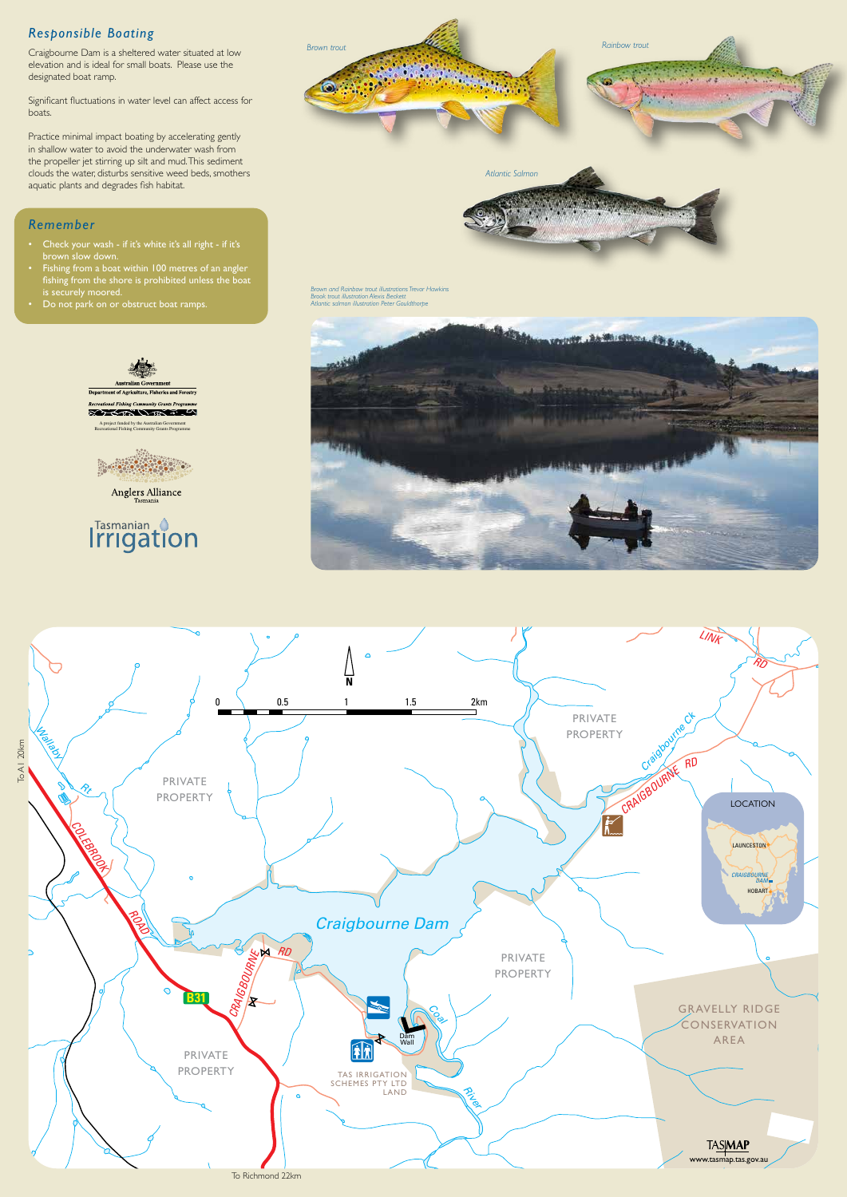## Responsible Boating

Craigbourne Dam is a sheltered water situated at low elevation and is ideal for small boats. Please use the designated boat ramp.

Significant fluctuations in water level can affect access for boats.

Practice minimal impact boating by accelerating gently in shallow water to avoid the underwater wash from the propeller jet stirring up silt and mud. This sediment clouds the water, disturbs sensitive weed beds, smothers aquatic plants and degrades fish habitat.

## Remember

- Check your wash - if it's white it's all right - if it's brown slow down.
- Fishing from a boat within 100 metres of an angler fishing from the shore is prohibited unless the boat is securely moored.
- Do not park on or obstruct boat ramps.

Australian Government
Department of Agriculture, Fisheries and Forestry
*Recreational Fishing Community Grants Programme*
A project funded by the Australian Government Recreational Fishing Community Grants Programme

Anglers Alliance Tasmania

Tasmanian Irrigation

*Brown trout*

*Rainbow trout*

*Atlantic Salmon*

*Brown and Rainbow trout illustrations Trevor Hawkins*
*Brook trout illustration Alexis Beckett*
*Atlantic salmon illustration Peter Gouldthorpe*

N

0 0.5 1 1.5 2km

Craigbourne Dam

Wallaby Rt
COLEBROOK ROAD
B31
CRAIGBOURNE RD
Craigbourne Ck
LINK RD
Coal River
Dam Wall
PRIVATE PROPERTY
PRIVATE PROPERTY
PRIVATE PROPERTY
PRIVATE PROPERTY
TAS IRRIGATION SCHEMES PTY LTD LAND
GRAVELLY RIDGE CONSERVATION AREA

LOCATION
LAUNCESTON
CRAIGBOURNE DAM
HOBART

To A1 20km

To Richmond 22km

TASMAP
www.tasmap.tas.gov.au